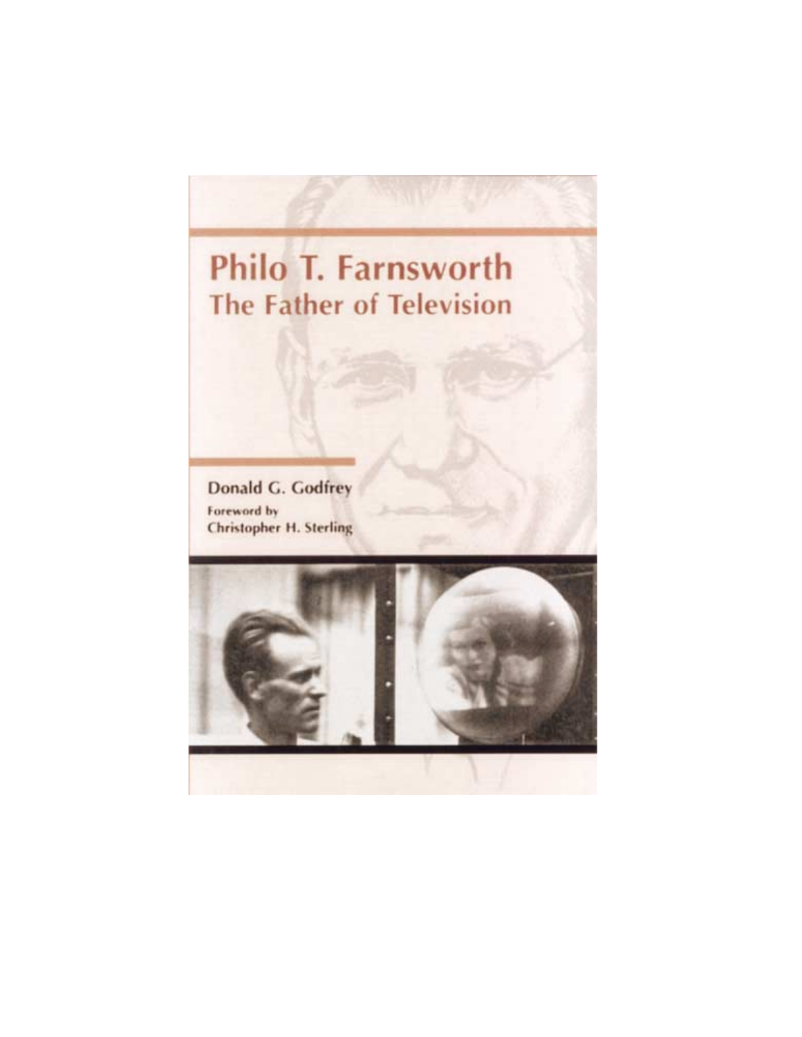# Philo T. Farnsworth
## The Father of Television

Donald G. Godfrey

Foreword by
Christopher H. Sterling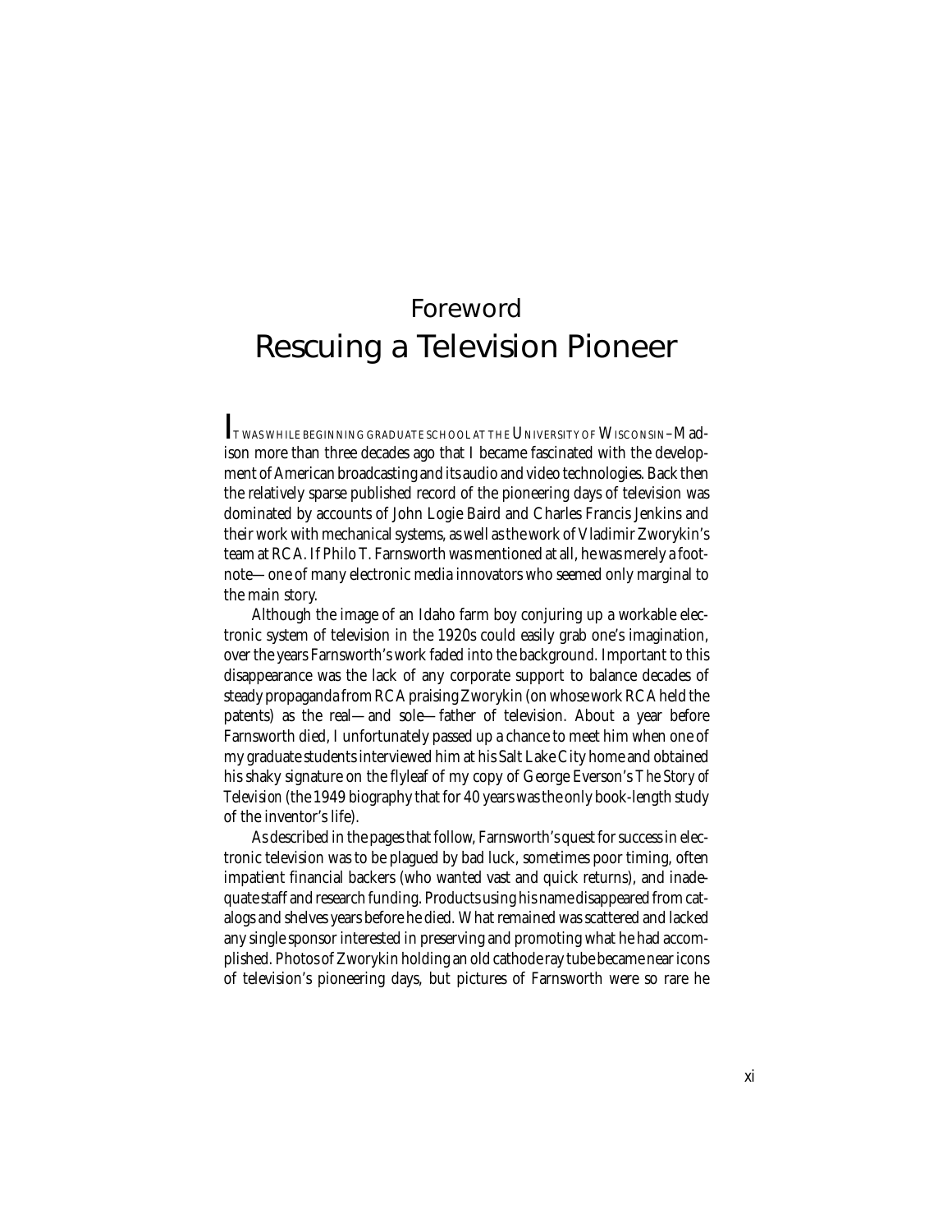# Foreword

# Rescuing a Television Pioneer

It was while beginning graduate school at the University of Wisconsin–Madison more than three decades ago that I became fascinated with the development of American broadcasting and its audio and video technologies. Back then the relatively sparse published record of the pioneering days of television was dominated by accounts of John Logie Baird and Charles Francis Jenkins and their work with mechanical systems, as well as the work of Vladimir Zworykin's team at RCA. If Philo T. Farnsworth was mentioned at all, he was merely a footnote—one of many electronic media innovators who seemed only marginal to the main story.

Although the image of an Idaho farm boy conjuring up a workable electronic system of television in the 1920s could easily grab one's imagination, over the years Farnsworth's work faded into the background. Important to this disappearance was the lack of any corporate support to balance decades of steady propaganda from RCA praising Zworykin (on whose work RCA held the patents) as the real—and sole—father of television. About a year before Farnsworth died, I unfortunately passed up a chance to meet him when one of my graduate students interviewed him at his Salt Lake City home and obtained his shaky signature on the flyleaf of my copy of George Everson's *The Story of Television* (the 1949 biography that for 40 years was the only book-length study of the inventor's life).

As described in the pages that follow, Farnsworth's quest for success in electronic television was to be plagued by bad luck, sometimes poor timing, often impatient financial backers (who wanted vast and quick returns), and inadequate staff and research funding. Products using his name disappeared from catalogs and shelves years before he died. What remained was scattered and lacked any single sponsor interested in preserving and promoting what he had accomplished. Photos of Zworykin holding an old cathode ray tube became near icons of television's pioneering days, but pictures of Farnsworth were so rare he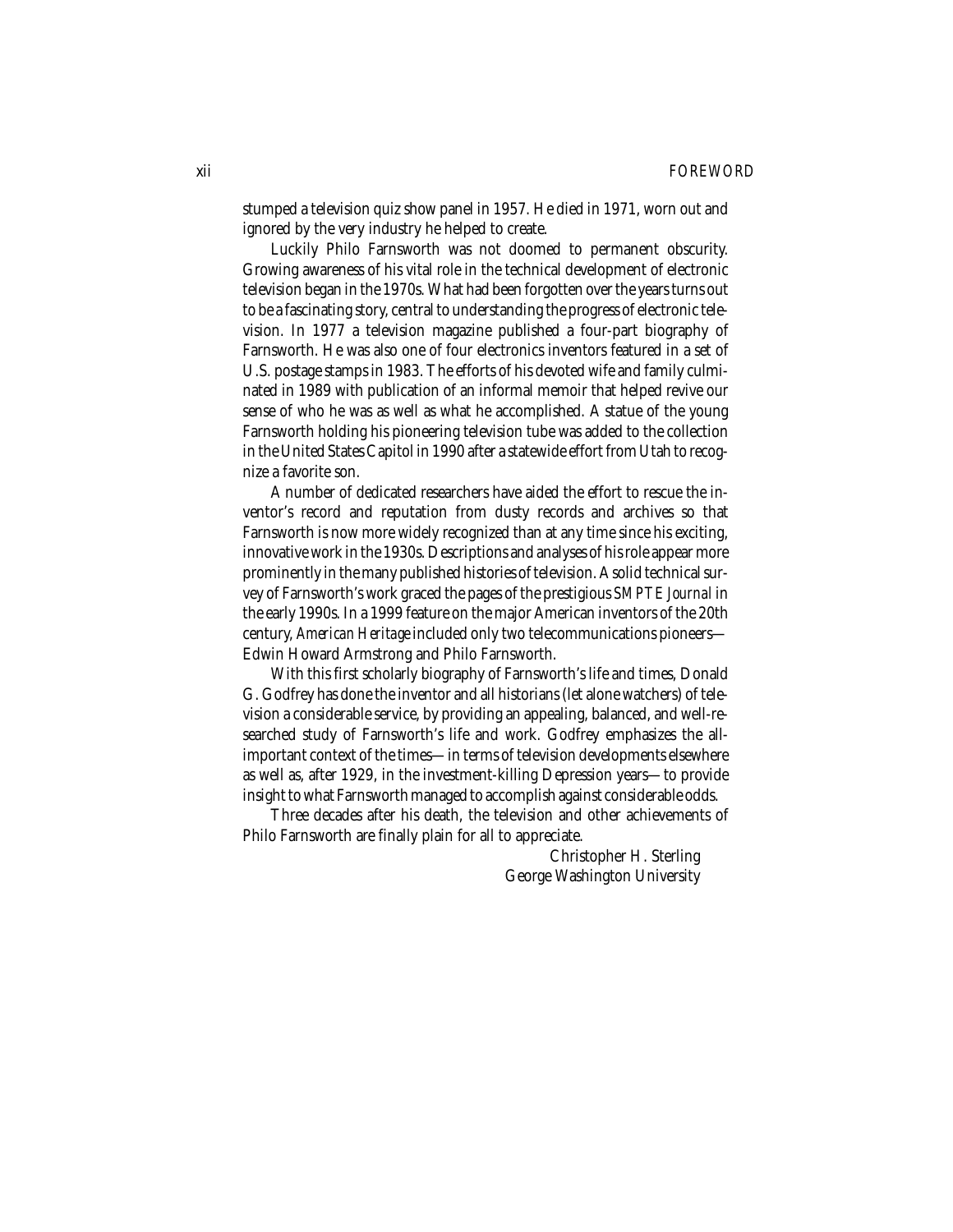stumped a television quiz show panel in 1957. He died in 1971, worn out and ignored by the very industry he helped to create.

Luckily Philo Farnsworth was not doomed to permanent obscurity. Growing awareness of his vital role in the technical development of electronic television began in the 1970s. What had been forgotten over the years turns out to be a fascinating story, central to understanding the progress of electronic television. In 1977 a television magazine published a four-part biography of Farnsworth. He was also one of four electronics inventors featured in a set of U.S. postage stamps in 1983. The efforts of his devoted wife and family culminated in 1989 with publication of an informal memoir that helped revive our sense of who he was as well as what he accomplished. A statue of the young Farnsworth holding his pioneering television tube was added to the collection in the United States Capitol in 1990 after a statewide effort from Utah to recognize a favorite son.

A number of dedicated researchers have aided the effort to rescue the inventor's record and reputation from dusty records and archives so that Farnsworth is now more widely recognized than at any time since his exciting, innovative work in the 1930s. Descriptions and analyses of his role appear more prominently in the many published histories of television. A solid technical survey of Farnsworth's work graced the pages of the prestigious *SMPTE Journal* in the early 1990s. In a 1999 feature on the major American inventors of the 20th century, *American Heritage* included only two telecommunications pioneers—Edwin Howard Armstrong and Philo Farnsworth.

With this first scholarly biography of Farnsworth's life and times, Donald G. Godfrey has done the inventor and all historians (let alone watchers) of television a considerable service, by providing an appealing, balanced, and well-researched study of Farnsworth's life and work. Godfrey emphasizes the all-important context of the times—in terms of television developments elsewhere as well as, after 1929, in the investment-killing Depression years—to provide insight to what Farnsworth managed to accomplish against considerable odds.

Three decades after his death, the television and other achievements of Philo Farnsworth are finally plain for all to appreciate.

Christopher H. Sterling
George Washington University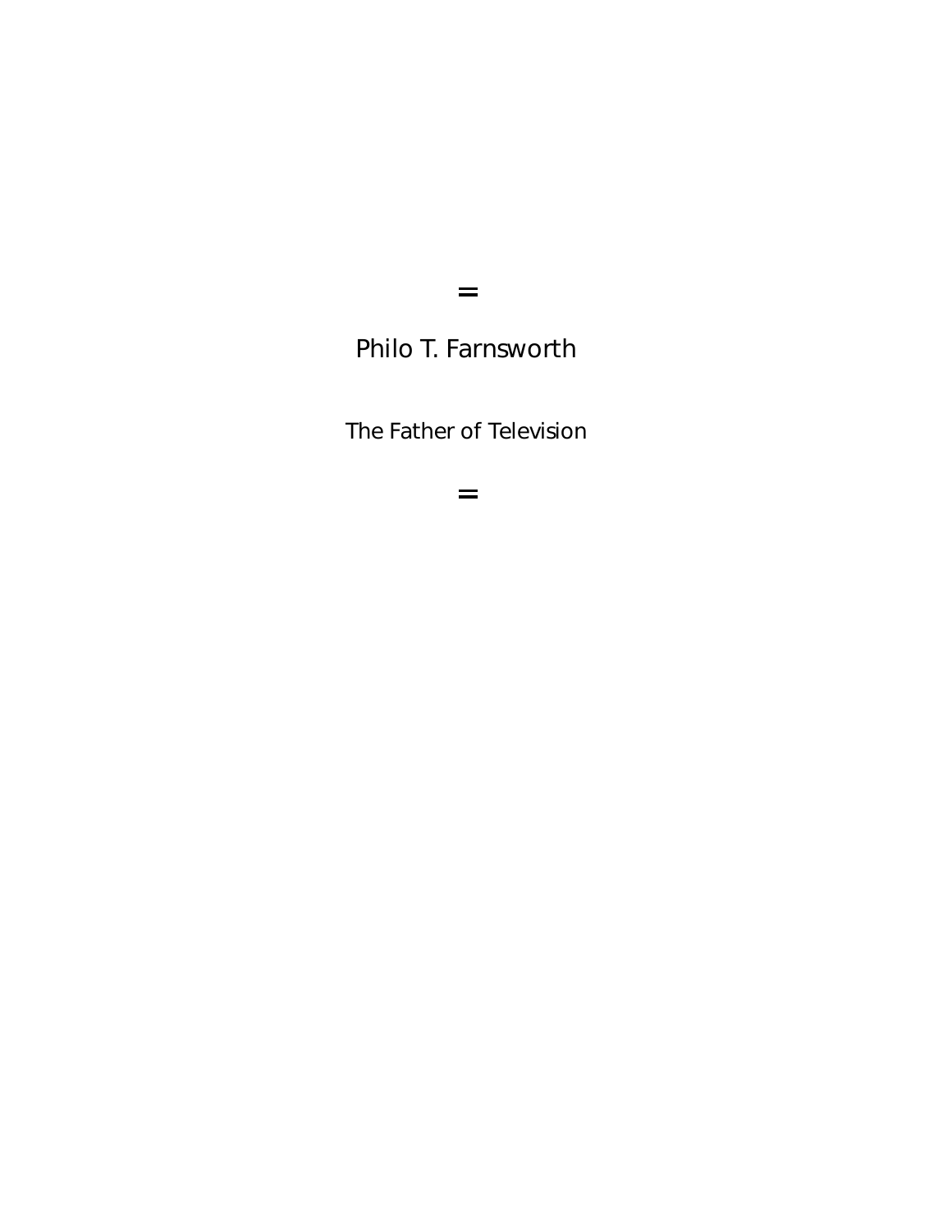=

# Philo T. Farnsworth

## The Father of Television

=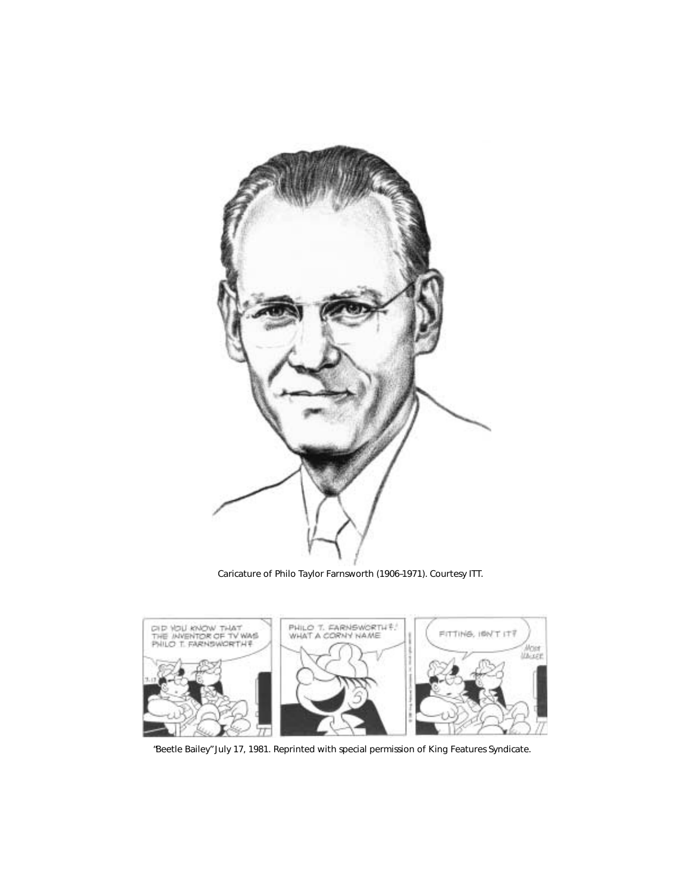Caricature of Philo Taylor Farnsworth (1906-1971). Courtesy ITT.

"Beetle Bailey" July 17, 1981. Reprinted with special permission of King Features Syndicate.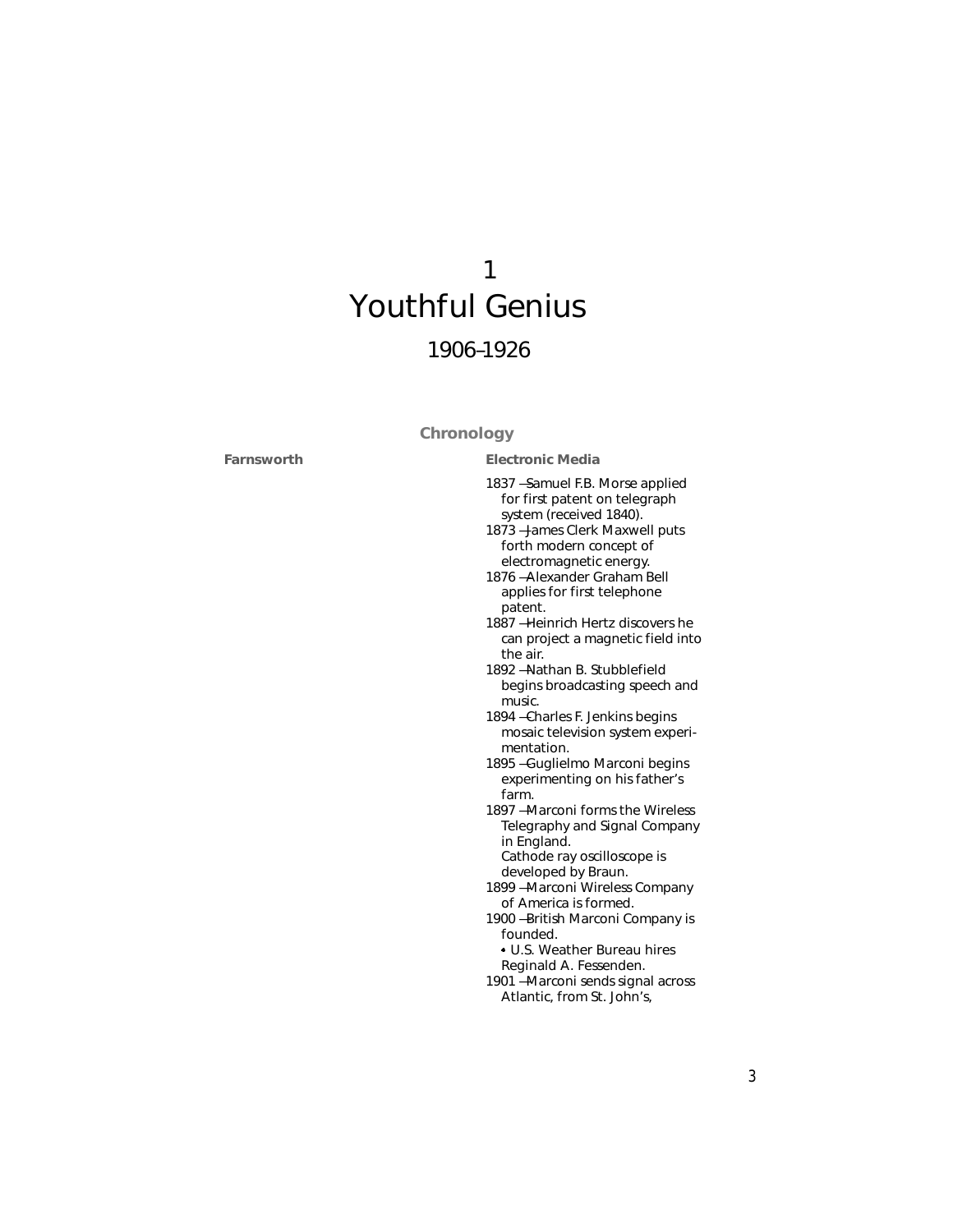# 1
# Youthful Genius
## 1906–1926

### Chronology

| Farnsworth | Electronic Media |
| --- | --- |
| | 1837 — Samuel F.B. Morse applied for first patent on telegraph system (received 1840). |
| | 1873 — James Clerk Maxwell puts forth modern concept of electromagnetic energy. |
| | 1876 — Alexander Graham Bell applies for first telephone patent. |
| | 1887 — Heinrich Hertz discovers he can project a magnetic field into the air. |
| | 1892 — Nathan B. Stubblefield begins broadcasting speech and music. |
| | 1894 — Charles F. Jenkins begins mosaic television system experimentation. |
| | 1895 — Guglielmo Marconi begins experimenting on his father's farm. |
| | 1897 — Marconi forms the Wireless Telegraphy and Signal Company in England. Cathode ray oscilloscope is developed by Braun. |
| | 1899 — Marconi Wireless Company of America is formed. |
| | 1900 — British Marconi Company is founded. • U.S. Weather Bureau hires Reginald A. Fessenden. |
| | 1901 — Marconi sends signal across Atlantic, from St. John's, |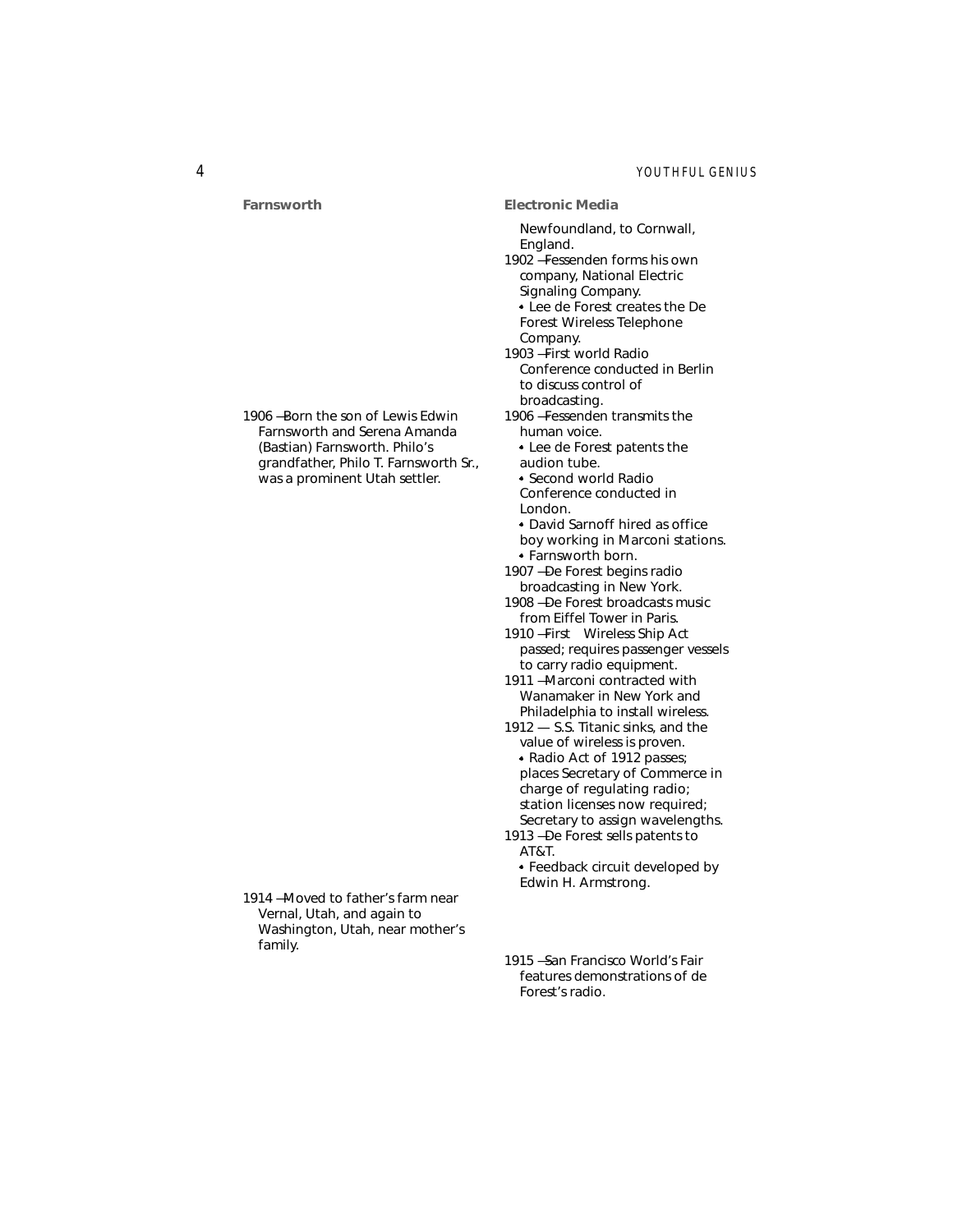| Farnsworth | Electronic Media |
|---|---|
| | Newfoundland, to Cornwall, England. |
| | 1902 — Fessenden forms his own company, National Electric Signaling Company. • Lee de Forest creates the De Forest Wireless Telephone Company. |
| | 1903 — First world Radio Conference conducted in Berlin to discuss control of broadcasting. |
| 1906 — Born the son of Lewis Edwin Farnsworth and Serena Amanda (Bastian) Farnsworth. Philo's grandfather, Philo T. Farnsworth Sr., was a prominent Utah settler. | 1906 — Fessenden transmits the human voice. • Lee de Forest patents the audion tube. • Second world Radio Conference conducted in London. • David Sarnoff hired as office boy working in Marconi stations. • Farnsworth born. |
| | 1907 — De Forest begins radio broadcasting in New York. |
| | 1908 — De Forest broadcasts music from Eiffel Tower in Paris. |
| | 1910 — First Wireless Ship Act passed; requires passenger vessels to carry radio equipment. |
| | 1911 — Marconi contracted with Wanamaker in New York and Philadelphia to install wireless. |
| | 1912 — S.S. Titanic sinks, and the value of wireless is proven. • Radio Act of 1912 passes; places Secretary of Commerce in charge of regulating radio; station licenses now required; Secretary to assign wavelengths. |
| | 1913 — De Forest sells patents to AT&T. • Feedback circuit developed by Edwin H. Armstrong. |
| 1914 — Moved to father's farm near Vernal, Utah, and again to Washington, Utah, near mother's family. | |
| | 1915 — San Francisco World's Fair features demonstrations of de Forest's radio. |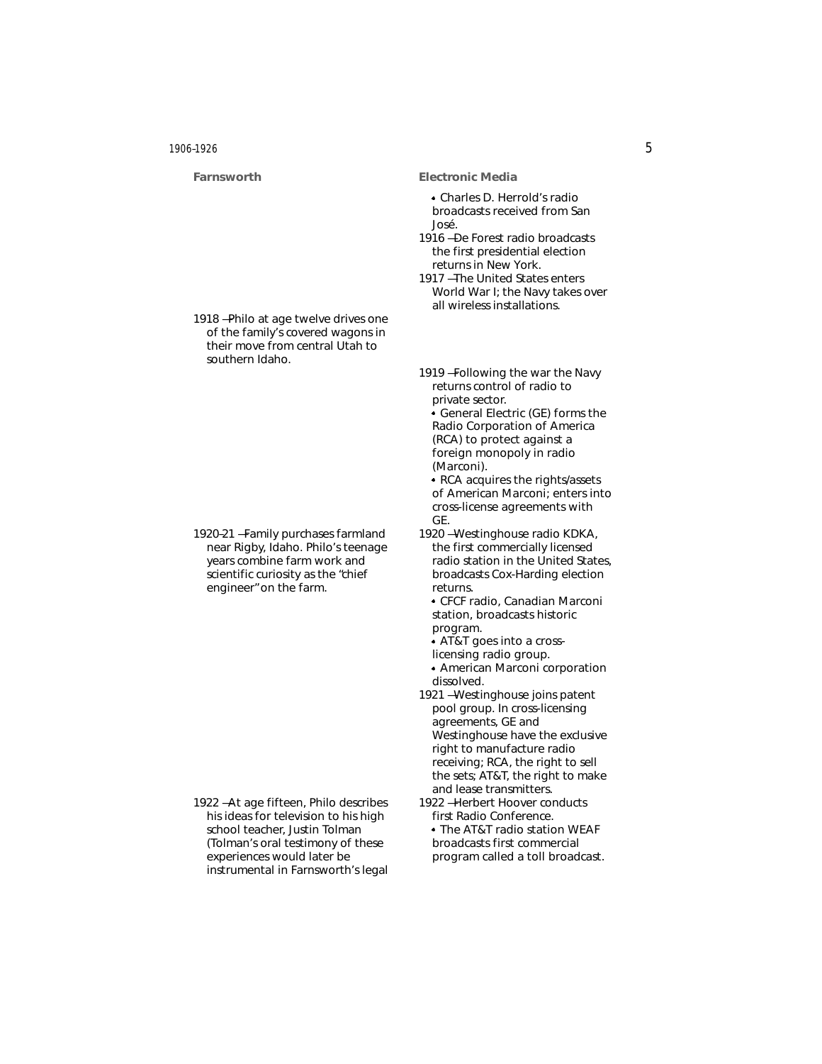| **Farnsworth** | **Electronic Media** |
| --- | --- |
| | • Charles D. Herrold's radio broadcasts received from San José. |
| | 1916 —De Forest radio broadcasts the first presidential election returns in New York. |
| | 1917 —The United States enters World War I; the Navy takes over all wireless installations. |
| 1918 —Philo at age twelve drives one of the family's covered wagons in their move from central Utah to southern Idaho. | |
| | 1919 —Following the war the Navy returns control of radio to private sector. • General Electric (GE) forms the Radio Corporation of America (RCA) to protect against a foreign monopoly in radio (Marconi). • RCA acquires the rights/assets of American Marconi; enters into cross-license agreements with GE. |
| 1920–21 —Family purchases farmland near Rigby, Idaho. Philo's teenage years combine farm work and scientific curiosity as the "chief engineer" on the farm. | 1920 —Westinghouse radio KDKA, the first commercially licensed radio station in the United States, broadcasts Cox-Harding election returns. • CFCF radio, Canadian Marconi station, broadcasts historic program. • AT&T goes into a cross-licensing radio group. • American Marconi corporation dissolved. |
| | 1921 —Westinghouse joins patent pool group. In cross-licensing agreements, GE and Westinghouse have the exclusive right to manufacture radio receiving; RCA, the right to sell the sets; AT&T, the right to make and lease transmitters. |
| 1922 —At age fifteen, Philo describes his ideas for television to his high school teacher, Justin Tolman (Tolman's oral testimony of these experiences would later be instrumental in Farnsworth's legal | 1922 —Herbert Hoover conducts first Radio Conference. • The AT&T radio station WEAF broadcasts first commercial program called a toll broadcast. |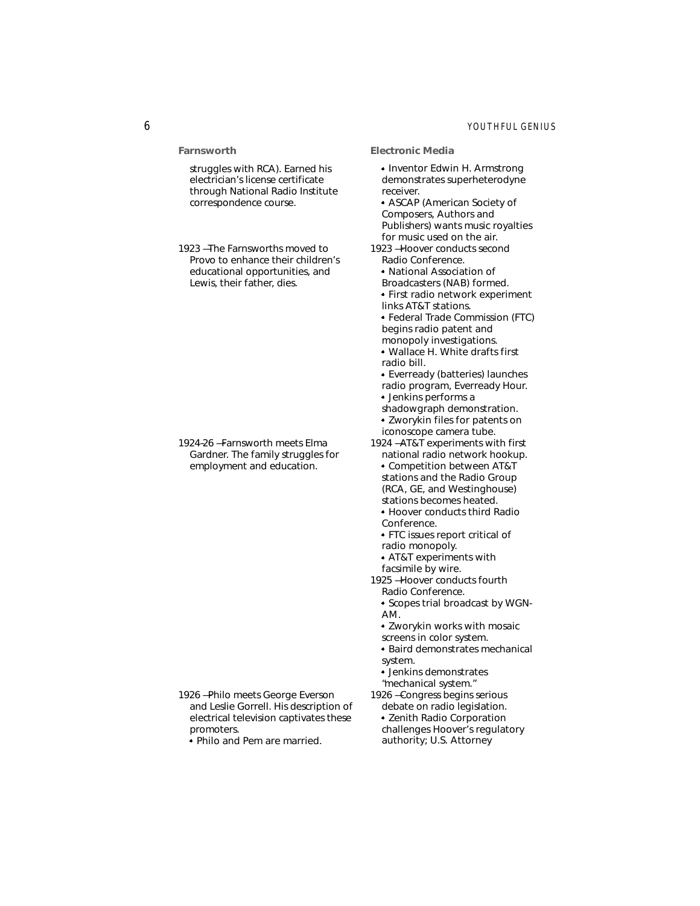| Farnsworth | Electronic Media |
| --- | --- |
| struggles with RCA). Earned his electrician's license certificate through National Radio Institute correspondence course. | • Inventor Edwin H. Armstrong demonstrates superheterodyne receiver.<br>• ASCAP (American Society of Composers, Authors and Publishers) wants music royalties for music used on the air. |
| 1923 —The Farnsworths moved to Provo to enhance their children's educational opportunities, and Lewis, their father, dies. | 1923 —Hoover conducts second Radio Conference.<br>• National Association of Broadcasters (NAB) formed.<br>• First radio network experiment links AT&T stations.<br>• Federal Trade Commission (FTC) begins radio patent and monopoly investigations.<br>• Wallace H. White drafts first radio bill.<br>• Everready (batteries) launches radio program, Everready Hour.<br>• Jenkins performs a shadowgraph demonstration.<br>• Zworykin files for patents on iconoscope camera tube. |
| 1924-26 —Farnsworth meets Elma Gardner. The family struggles for employment and education. | 1924 —AT&T experiments with first national radio network hookup.<br>• Competition between AT&T stations and the Radio Group (RCA, GE, and Westinghouse) stations becomes heated.<br>• Hoover conducts third Radio Conference.<br>• FTC issues report critical of radio monopoly.<br>• AT&T experiments with facsimile by wire.<br>1925 —Hoover conducts fourth Radio Conference.<br>• Scopes trial broadcast by WGN-AM.<br>• Zworykin works with mosaic screens in color system.<br>• Baird demonstrates mechanical system.<br>• Jenkins demonstrates "mechanical system." |
| 1926 —Philo meets George Everson and Leslie Gorrell. His description of electrical television captivates these promoters.<br>• Philo and Pem are married. | 1926 —Congress begins serious debate on radio legislation.<br>• Zenith Radio Corporation challenges Hoover's regulatory authority; U.S. Attorney |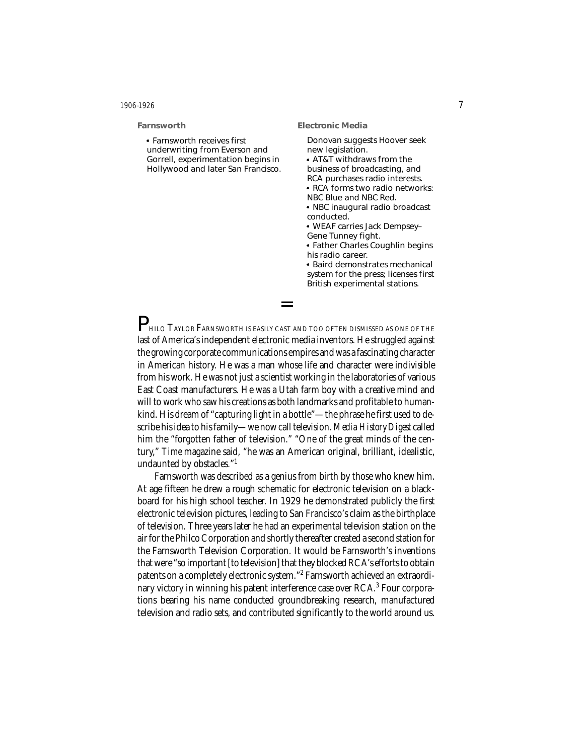**Farnsworth**

- Farnsworth receives first underwriting from Everson and Gorrell, experimentation begins in Hollywood and later San Francisco.

**Electronic Media**

Donovan suggests Hoover seek new legislation.

- AT&T withdraws from the business of broadcasting, and RCA purchases radio interests.
- RCA forms two radio networks: NBC Blue and NBC Red.
- NBC inaugural radio broadcast conducted.
- WEAF carries Jack Dempsey–Gene Tunney fight.
- Father Charles Coughlin begins his radio career.
- Baird demonstrates mechanical system for the press; licenses first British experimental stations.

PHILO TAYLOR FARNSWORTH IS EASILY CAST AND TOO OFTEN DISMISSED AS ONE OF THE last of America's independent electronic media inventors. He struggled against the growing corporate communications empires and was a fascinating character in American history. He was a man whose life and character were indivisible from his work. He was not just a scientist working in the laboratories of various East Coast manufacturers. He was a Utah farm boy with a creative mind and will to work who saw his creations as both landmarks and profitable to humankind. His dream of "capturing light in a bottle"—the phrase he first used to describe his idea to his family—we now call television. *Media History Digest* called him the "forgotten father of television." "One of the great minds of the century," *Time* magazine said, "he was an American original, brilliant, idealistic, undaunted by obstacles."[1]

Farnsworth was described as a genius from birth by those who knew him. At age fifteen he drew a rough schematic for electronic television on a blackboard for his high school teacher. In 1929 he demonstrated publicly the first electronic television pictures, leading to San Francisco's claim as the birthplace of television. Three years later he had an experimental television station on the air for the Philco Corporation and shortly thereafter created a second station for the Farnsworth Television Corporation. It would be Farnsworth's inventions that were "so important [to television] that they blocked RCA's efforts to obtain patents on a completely electronic system."[2] Farnsworth achieved an extraordinary victory in winning his patent interference case over RCA.[3] Four corporations bearing his name conducted groundbreaking research, manufactured television and radio sets, and contributed significantly to the world around us.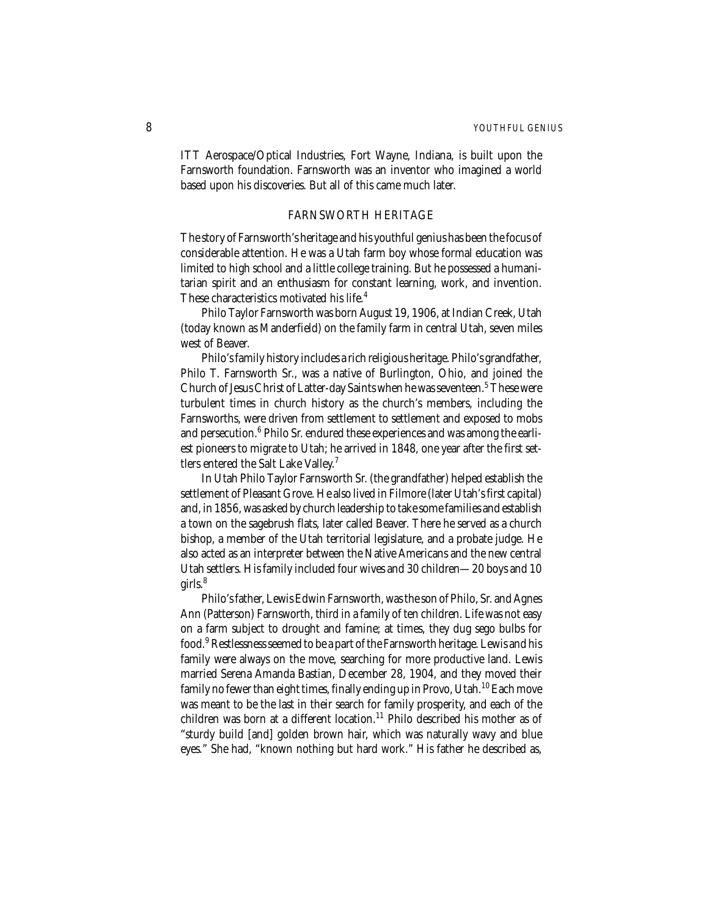ITT Aerospace/Optical Industries, Fort Wayne, Indiana, is built upon the Farnsworth foundation. Farnsworth was an inventor who imagined a world based upon his discoveries. But all of this came much later.

## FARNSWORTH HERITAGE

The story of Farnsworth's heritage and his youthful genius has been the focus of considerable attention. He was a Utah farm boy whose formal education was limited to high school and a little college training. But he possessed a humanitarian spirit and an enthusiasm for constant learning, work, and invention. These characteristics motivated his life.[4]

Philo Taylor Farnsworth was born August 19, 1906, at Indian Creek, Utah (today known as Manderfield) on the family farm in central Utah, seven miles west of Beaver.

Philo's family history includes a rich religious heritage. Philo's grandfather, Philo T. Farnsworth Sr., was a native of Burlington, Ohio, and joined the Church of Jesus Christ of Latter-day Saints when he was seventeen.[5] These were turbulent times in church history as the church's members, including the Farnsworths, were driven from settlement to settlement and exposed to mobs and persecution.[6] Philo Sr. endured these experiences and was among the earliest pioneers to migrate to Utah; he arrived in 1848, one year after the first settlers entered the Salt Lake Valley.[7]

In Utah Philo Taylor Farnsworth Sr. (the grandfather) helped establish the settlement of Pleasant Grove. He also lived in Filmore (later Utah's first capital) and, in 1856, was asked by church leadership to take some families and establish a town on the sagebrush flats, later called Beaver. There he served as a church bishop, a member of the Utah territorial legislature, and a probate judge. He also acted as an interpreter between the Native Americans and the new central Utah settlers. His family included four wives and 30 children—20 boys and 10 girls.[8]

Philo's father, Lewis Edwin Farnsworth, was the son of Philo, Sr. and Agnes Ann (Patterson) Farnsworth, third in a family of ten children. Life was not easy on a farm subject to drought and famine; at times, they dug sego bulbs for food.[9] Restlessness seemed to be a part of the Farnsworth heritage. Lewis and his family were always on the move, searching for more productive land. Lewis married Serena Amanda Bastian, December 28, 1904, and they moved their family no fewer than eight times, finally ending up in Provo, Utah.[10] Each move was meant to be the last in their search for family prosperity, and each of the children was born at a different location.[11] Philo described his mother as of "sturdy build [and] golden brown hair, which was naturally wavy and blue eyes." She had, "known nothing but hard work." His father he described as,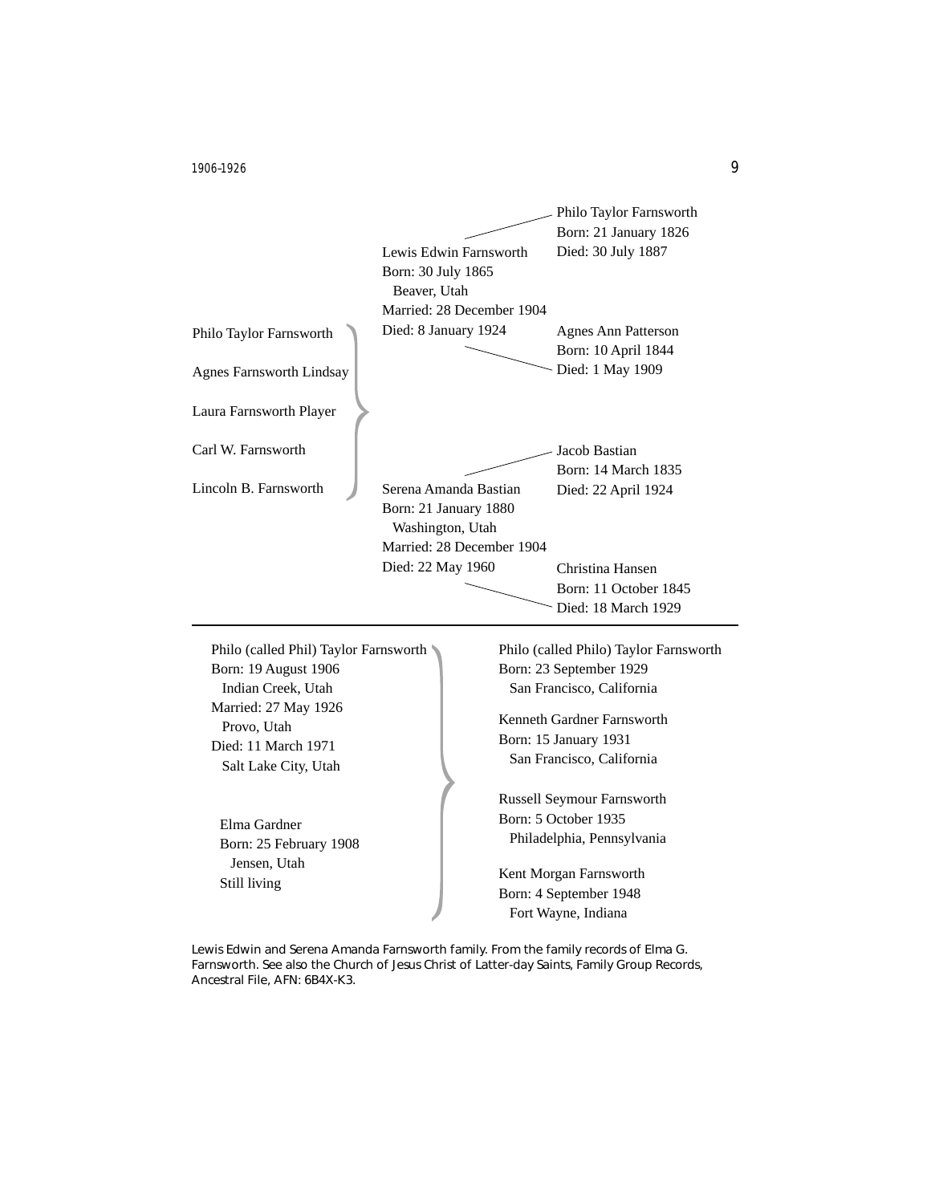Philo Taylor Farnsworth
Born: 21 January 1826
Died: 30 July 1887

Lewis Edwin Farnsworth
Born: 30 July 1865
  Beaver, Utah
Married: 28 December 1904
Died: 8 January 1924

Agnes Ann Patterson
Born: 10 April 1844
Died: 1 May 1909

Philo Taylor Farnsworth

Agnes Farnsworth Lindsay

Laura Farnsworth Player

Carl W. Farnsworth

Lincoln B. Farnsworth

Jacob Bastian
Born: 14 March 1835
Died: 22 April 1924

Serena Amanda Bastian
Born: 21 January 1880
  Washington, Utah
Married: 28 December 1904
Died: 22 May 1960

Christina Hansen
Born: 11 October 1845
Died: 18 March 1929

---

Philo (called Phil) Taylor Farnsworth
Born: 19 August 1906
  Indian Creek, Utah
Married: 27 May 1926
  Provo, Utah
Died: 11 March 1971
  Salt Lake City, Utah

Elma Gardner
Born: 25 February 1908
  Jensen, Utah
Still living

Philo (called Philo) Taylor Farnsworth
Born: 23 September 1929
  San Francisco, California

Kenneth Gardner Farnsworth
Born: 15 January 1931
  San Francisco, California

Russell Seymour Farnsworth
Born: 5 October 1935
  Philadelphia, Pennsylvania

Kent Morgan Farnsworth
Born: 4 September 1948
  Fort Wayne, Indiana

Lewis Edwin and Serena Amanda Farnsworth family. From the family records of Elma G. Farnsworth. See also the Church of Jesus Christ of Latter-day Saints, Family Group Records, Ancestral File, AFN: 6B4X-K3.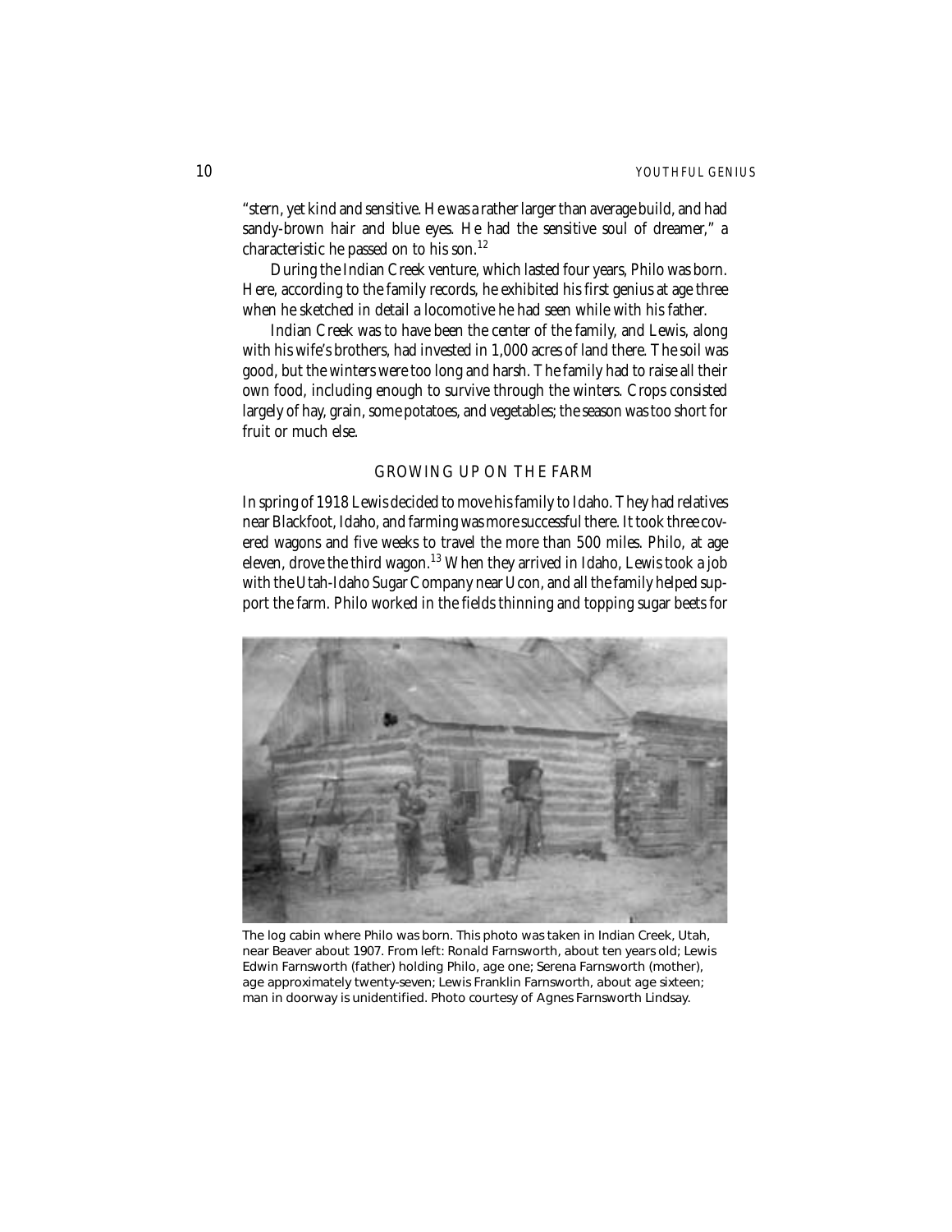"stern, yet kind and sensitive. He was a rather larger than average build, and had sandy-brown hair and blue eyes. He had the sensitive soul of dreamer," a characteristic he passed on to his son.[12]

During the Indian Creek venture, which lasted four years, Philo was born. Here, according to the family records, he exhibited his first genius at age three when he sketched in detail a locomotive he had seen while with his father.

Indian Creek was to have been the center of the family, and Lewis, along with his wife's brothers, had invested in 1,000 acres of land there. The soil was good, but the winters were too long and harsh. The family had to raise all their own food, including enough to survive through the winters. Crops consisted largely of hay, grain, some potatoes, and vegetables; the season was too short for fruit or much else.

## GROWING UP ON THE FARM

In spring of 1918 Lewis decided to move his family to Idaho. They had relatives near Blackfoot, Idaho, and farming was more successful there. It took three covered wagons and five weeks to travel the more than 500 miles. Philo, at age eleven, drove the third wagon.[13] When they arrived in Idaho, Lewis took a job with the Utah-Idaho Sugar Company near Ucon, and all the family helped support the farm. Philo worked in the fields thinning and topping sugar beets for

The log cabin where Philo was born. This photo was taken in Indian Creek, Utah, near Beaver about 1907. From left: Ronald Farnsworth, about ten years old; Lewis Edwin Farnsworth (father) holding Philo, age one; Serena Farnsworth (mother), age approximately twenty-seven; Lewis Franklin Farnsworth, about age sixteen; man in doorway is unidentified. Photo courtesy of Agnes Farnsworth Lindsay.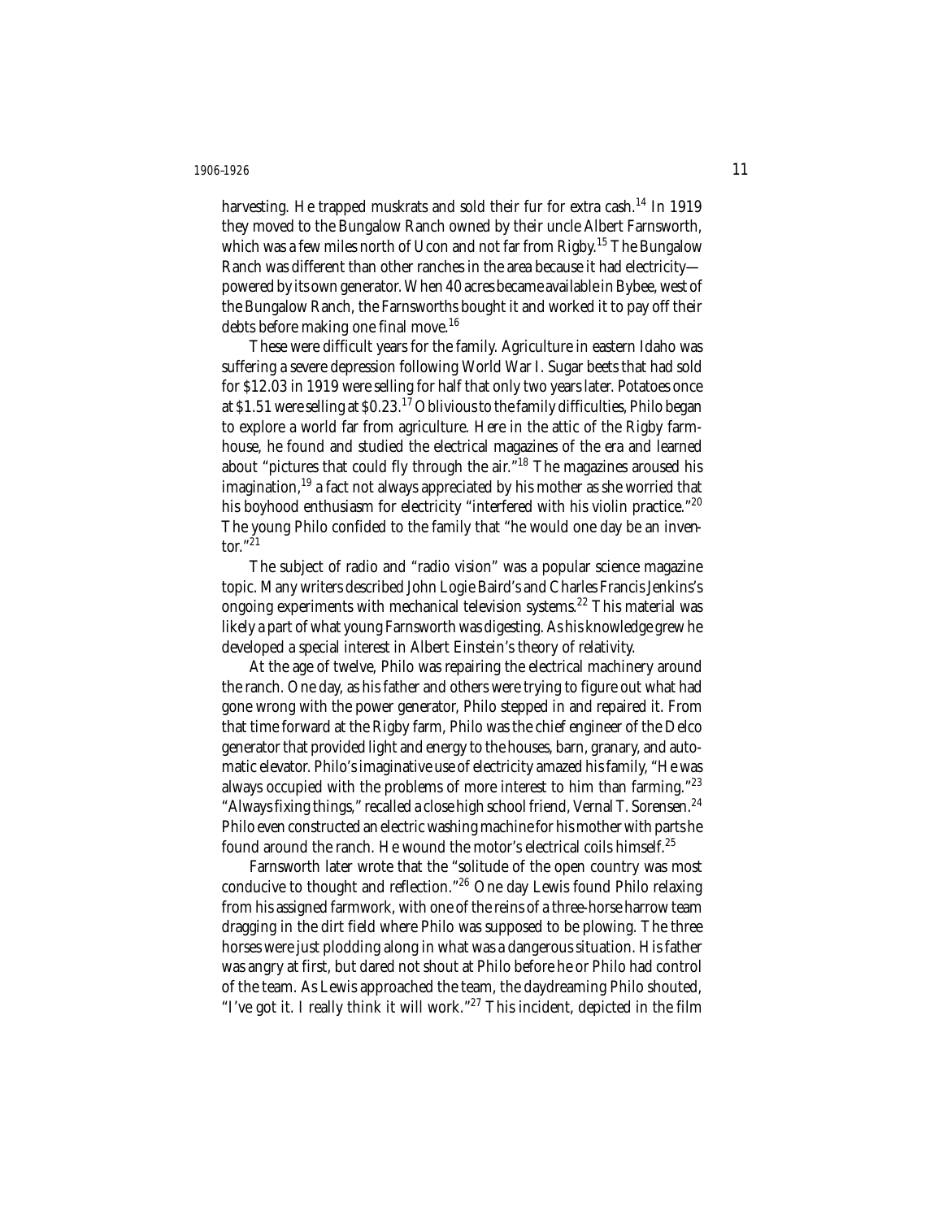harvesting. He trapped muskrats and sold their fur for extra cash.[14] In 1919 they moved to the Bungalow Ranch owned by their uncle Albert Farnsworth, which was a few miles north of Ucon and not far from Rigby.[15] The Bungalow Ranch was different than other ranches in the area because it had electricity—powered by its own generator. When 40 acres became available in Bybee, west of the Bungalow Ranch, the Farnsworths bought it and worked it to pay off their debts before making one final move.[16]

These were difficult years for the family. Agriculture in eastern Idaho was suffering a severe depression following World War I. Sugar beets that had sold for $12.03 in 1919 were selling for half that only two years later. Potatoes once at $1.51 were selling at $0.23.[17] Oblivious to the family difficulties, Philo began to explore a world far from agriculture. Here in the attic of the Rigby farmhouse, he found and studied the electrical magazines of the era and learned about "pictures that could fly through the air."[18] The magazines aroused his imagination,[19] a fact not always appreciated by his mother as she worried that his boyhood enthusiasm for electricity "interfered with his violin practice."[20] The young Philo confided to the family that "he would one day be an inventor."[21]

The subject of radio and "radio vision" was a popular science magazine topic. Many writers described John Logie Baird's and Charles Francis Jenkins's ongoing experiments with mechanical television systems.[22] This material was likely a part of what young Farnsworth was digesting. As his knowledge grew he developed a special interest in Albert Einstein's theory of relativity.

At the age of twelve, Philo was repairing the electrical machinery around the ranch. One day, as his father and others were trying to figure out what had gone wrong with the power generator, Philo stepped in and repaired it. From that time forward at the Rigby farm, Philo was the chief engineer of the Delco generator that provided light and energy to the houses, barn, granary, and automatic elevator. Philo's imaginative use of electricity amazed his family, "He was always occupied with the problems of more interest to him than farming."[23] "Always fixing things," recalled a close high school friend, Vernal T. Sorensen.[24] Philo even constructed an electric washing machine for his mother with parts he found around the ranch. He wound the motor's electrical coils himself.[25]

Farnsworth later wrote that the "solitude of the open country was most conducive to thought and reflection."[26] One day Lewis found Philo relaxing from his assigned farmwork, with one of the reins of a three-horse harrow team dragging in the dirt field where Philo was supposed to be plowing. The three horses were just plodding along in what was a dangerous situation. His father was angry at first, but dared not shout at Philo before he or Philo had control of the team. As Lewis approached the team, the daydreaming Philo shouted, "I've got it. I really think it will work."[27] This incident, depicted in the film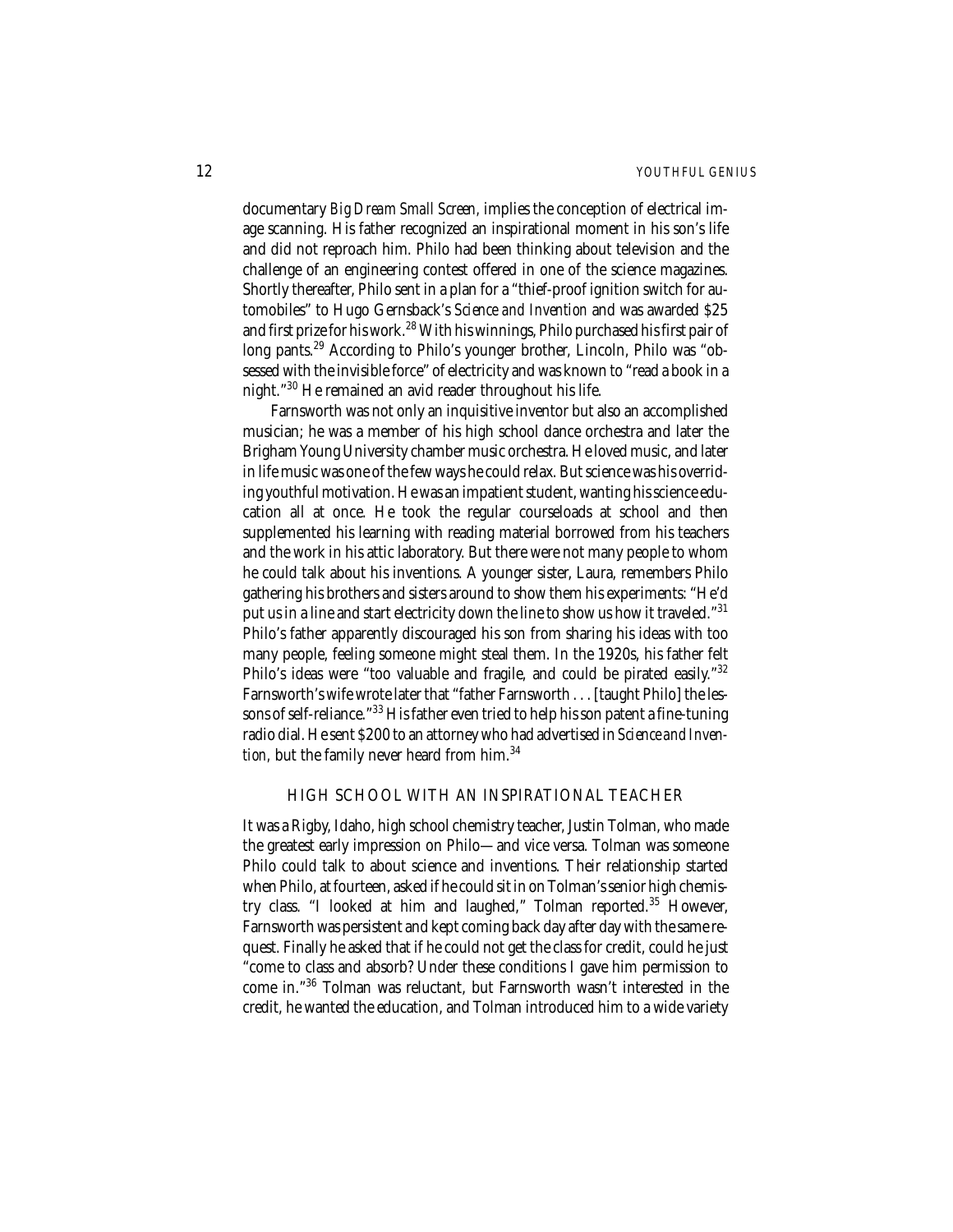documentary *Big Dream Small Screen,* implies the conception of electrical image scanning. His father recognized an inspirational moment in his son's life and did not reproach him. Philo had been thinking about television and the challenge of an engineering contest offered in one of the science magazines. Shortly thereafter, Philo sent in a plan for a "thief-proof ignition switch for automobiles" to Hugo Gernsback's *Science and Invention* and was awarded $25 and first prize for his work.[28] With his winnings, Philo purchased his first pair of long pants.[29] According to Philo's younger brother, Lincoln, Philo was "obsessed with the invisible force" of electricity and was known to "read a book in a night."[30] He remained an avid reader throughout his life.

Farnsworth was not only an inquisitive inventor but also an accomplished musician; he was a member of his high school dance orchestra and later the Brigham Young University chamber music orchestra. He loved music, and later in life music was one of the few ways he could relax. But science was his overriding youthful motivation. He was an impatient student, wanting his science education all at once. He took the regular courseloads at school and then supplemented his learning with reading material borrowed from his teachers and the work in his attic laboratory. But there were not many people to whom he could talk about his inventions. A younger sister, Laura, remembers Philo gathering his brothers and sisters around to show them his experiments: "He'd put us in a line and start electricity down the line to show us how it traveled."[31] Philo's father apparently discouraged his son from sharing his ideas with too many people, feeling someone might steal them. In the 1920s, his father felt Philo's ideas were "too valuable and fragile, and could be pirated easily."[32] Farnsworth's wife wrote later that "father Farnsworth . . . [taught Philo] the lessons of self-reliance."[33] His father even tried to help his son patent a fine-tuning radio dial. He sent $200 to an attorney who had advertised in *Science and Invention,* but the family never heard from him.[34]

## HIGH SCHOOL WITH AN INSPIRATIONAL TEACHER

It was a Rigby, Idaho, high school chemistry teacher, Justin Tolman, who made the greatest early impression on Philo—and vice versa. Tolman was someone Philo could talk to about science and inventions. Their relationship started when Philo, at fourteen, asked if he could sit in on Tolman's senior high chemistry class. "I looked at him and laughed," Tolman reported.[35] However, Farnsworth was persistent and kept coming back day after day with the same request. Finally he asked that if he could not get the class for credit, could he just "come to class and absorb? Under these conditions I gave him permission to come in."[36] Tolman was reluctant, but Farnsworth wasn't interested in the credit, he wanted the education, and Tolman introduced him to a wide variety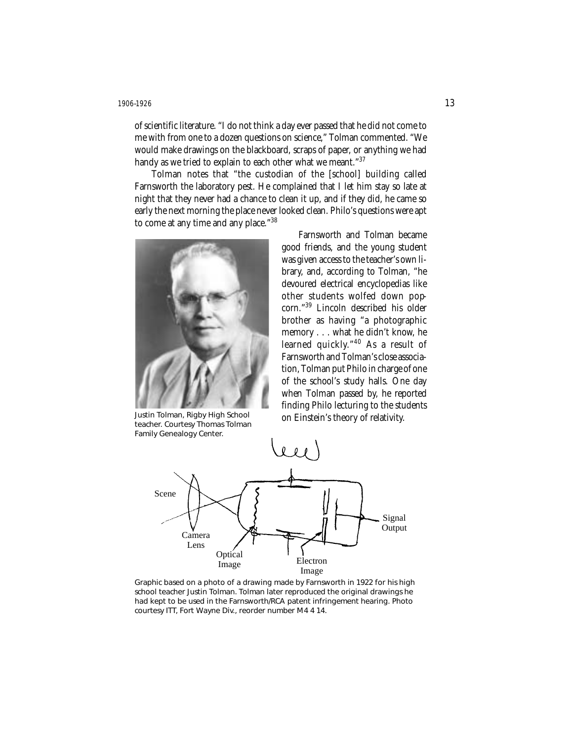of scientific literature. "I do not think a day ever passed that he did not come to me with from one to a dozen questions on science," Tolman commented. "We would make drawings on the blackboard, scraps of paper, or anything we had handy as we tried to explain to each other what we meant."[37]

Tolman notes that "the custodian of the [school] building called Farnsworth the laboratory pest. He complained that I let him stay so late at night that they never had a chance to clean it up, and if they did, he came so early the next morning the place never looked clean. Philo's questions were apt to come at any time and any place."[38]

Farnsworth and Tolman became good friends, and the young student was given access to the teacher's own library, and, according to Tolman, "he devoured electrical encyclopedias like other students wolfed down popcorn."[39] Lincoln described his older brother as having "a photographic memory . . . what he didn't know, he learned quickly."[40] As a result of Farnsworth and Tolman's close association, Tolman put Philo in charge of one of the school's study halls. One day when Tolman passed by, he reported finding Philo lecturing to the students on Einstein's theory of relativity.

Justin Tolman, Rigby High School teacher. Courtesy Thomas Tolman Family Genealogy Center.

Graphic based on a photo of a drawing made by Farnsworth in 1922 for his high school teacher Justin Tolman. Tolman later reproduced the original drawings he had kept to be used in the Farnsworth/RCA patent infringement hearing. Photo courtesy ITT, Fort Wayne Div., reorder number M4 4 14.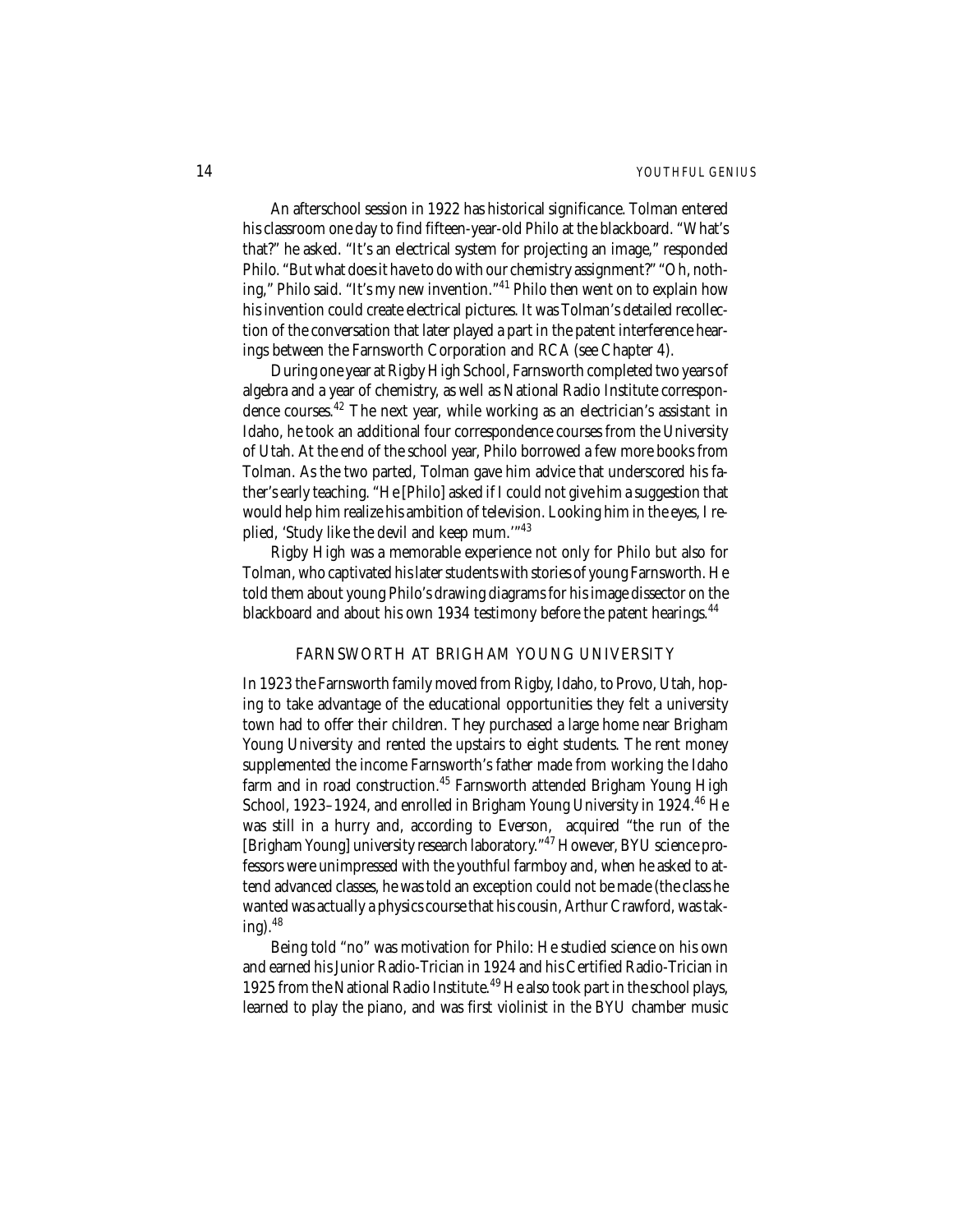An afterschool session in 1922 has historical significance. Tolman entered his classroom one day to find fifteen-year-old Philo at the blackboard. "What's that?" he asked. "It's an electrical system for projecting an image," responded Philo. "But what does it have to do with our chemistry assignment?" "Oh, nothing," Philo said. "It's my new invention."[41] Philo then went on to explain how his invention could create electrical pictures. It was Tolman's detailed recollection of the conversation that later played a part in the patent interference hearings between the Farnsworth Corporation and RCA (see Chapter 4).

During one year at Rigby High School, Farnsworth completed two years of algebra and a year of chemistry, as well as National Radio Institute correspondence courses.[42] The next year, while working as an electrician's assistant in Idaho, he took an additional four correspondence courses from the University of Utah. At the end of the school year, Philo borrowed a few more books from Tolman. As the two parted, Tolman gave him advice that underscored his father's early teaching. "He [Philo] asked if I could not give him a suggestion that would help him realize his ambition of television. Looking him in the eyes, I replied, 'Study like the devil and keep mum.'"[43]

Rigby High was a memorable experience not only for Philo but also for Tolman, who captivated his later students with stories of young Farnsworth. He told them about young Philo's drawing diagrams for his image dissector on the blackboard and about his own 1934 testimony before the patent hearings.[44]

## FARNSWORTH AT BRIGHAM YOUNG UNIVERSITY

In 1923 the Farnsworth family moved from Rigby, Idaho, to Provo, Utah, hoping to take advantage of the educational opportunities they felt a university town had to offer their children. They purchased a large home near Brigham Young University and rented the upstairs to eight students. The rent money supplemented the income Farnsworth's father made from working the Idaho farm and in road construction.[45] Farnsworth attended Brigham Young High School, 1923–1924, and enrolled in Brigham Young University in 1924.[46] He was still in a hurry and, according to Everson, acquired "the run of the [Brigham Young] university research laboratory."[47] However, BYU science professors were unimpressed with the youthful farmboy and, when he asked to attend advanced classes, he was told an exception could not be made (the class he wanted was actually a physics course that his cousin, Arthur Crawford, was taking).[48]

Being told "no" was motivation for Philo: He studied science on his own and earned his Junior Radio-Trician in 1924 and his Certified Radio-Trician in 1925 from the National Radio Institute.[49] He also took part in the school plays, learned to play the piano, and was first violinist in the BYU chamber music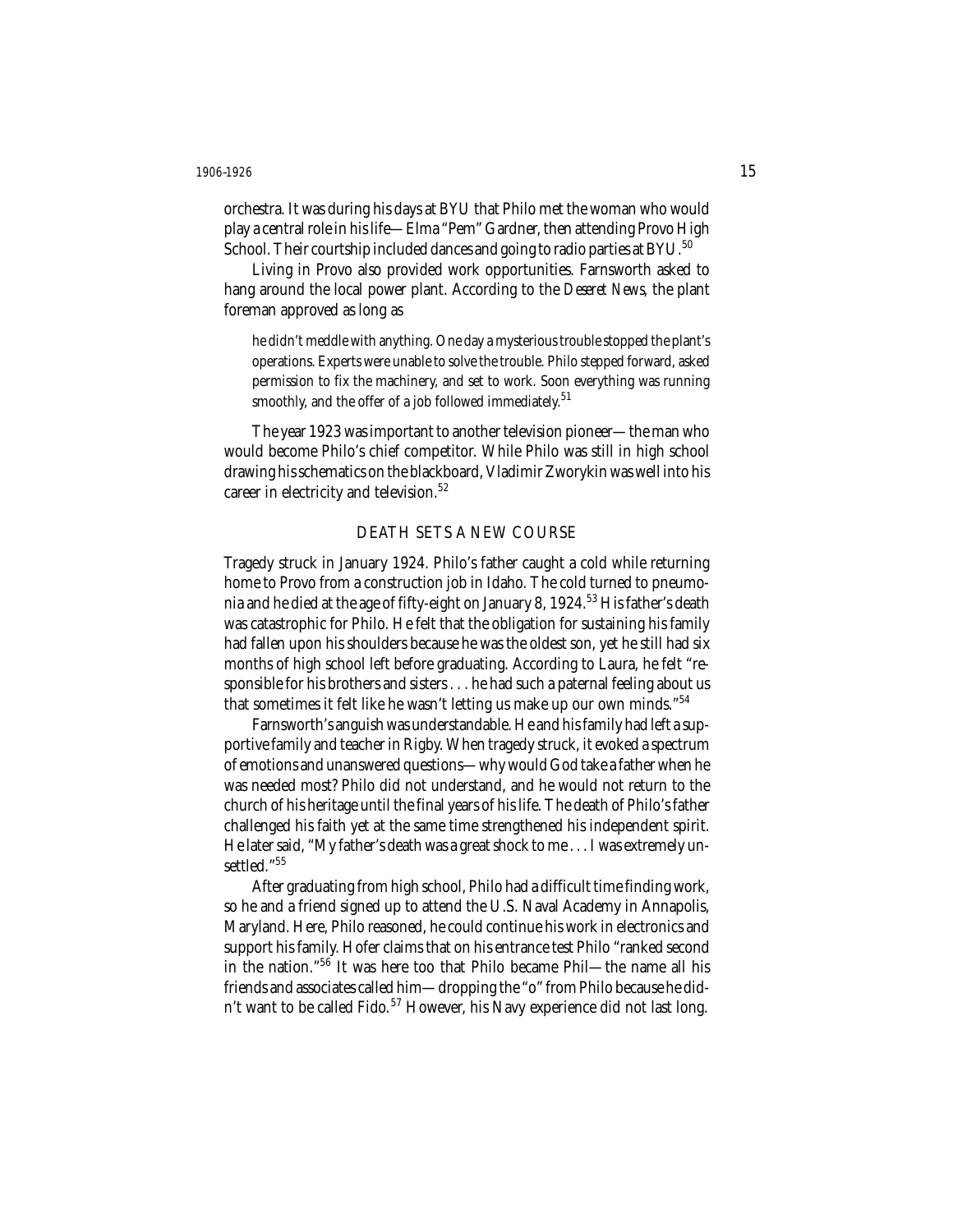orchestra. It was during his days at BYU that Philo met the woman who would play a central role in his life—Elma "Pem" Gardner, then attending Provo High School. Their courtship included dances and going to radio parties at BYU.[50]

Living in Provo also provided work opportunities. Farnsworth asked to hang around the local power plant. According to the *Deseret News*, the plant foreman approved as long as

> he didn't meddle with anything. One day a mysterious trouble stopped the plant's operations. Experts were unable to solve the trouble. Philo stepped forward, asked permission to fix the machinery, and set to work. Soon everything was running smoothly, and the offer of a job followed immediately.[51]

The year 1923 was important to another television pioneer—the man who would become Philo's chief competitor. While Philo was still in high school drawing his schematics on the blackboard, Vladimir Zworykin was well into his career in electricity and television.[52]

## DEATH SETS A NEW COURSE

Tragedy struck in January 1924. Philo's father caught a cold while returning home to Provo from a construction job in Idaho. The cold turned to pneumonia and he died at the age of fifty-eight on January 8, 1924.[53] His father's death was catastrophic for Philo. He felt that the obligation for sustaining his family had fallen upon his shoulders because he was the oldest son, yet he still had six months of high school left before graduating. According to Laura, he felt "responsible for his brothers and sisters . . . he had such a paternal feeling about us that sometimes it felt like he wasn't letting us make up our own minds."[54]

Farnsworth's anguish was understandable. He and his family had left a supportive family and teacher in Rigby. When tragedy struck, it evoked a spectrum of emotions and unanswered questions—why would God take a father when he was needed most? Philo did not understand, and he would not return to the church of his heritage until the final years of his life. The death of Philo's father challenged his faith yet at the same time strengthened his independent spirit. He later said, "My father's death was a great shock to me . . . I was extremely unsettled."[55]

After graduating from high school, Philo had a difficult time finding work, so he and a friend signed up to attend the U.S. Naval Academy in Annapolis, Maryland. Here, Philo reasoned, he could continue his work in electronics and support his family. Hofer claims that on his entrance test Philo "ranked second in the nation."[56] It was here too that Philo became Phil—the name all his friends and associates called him—dropping the "o" from Philo because he didn't want to be called Fido.[57] However, his Navy experience did not last long.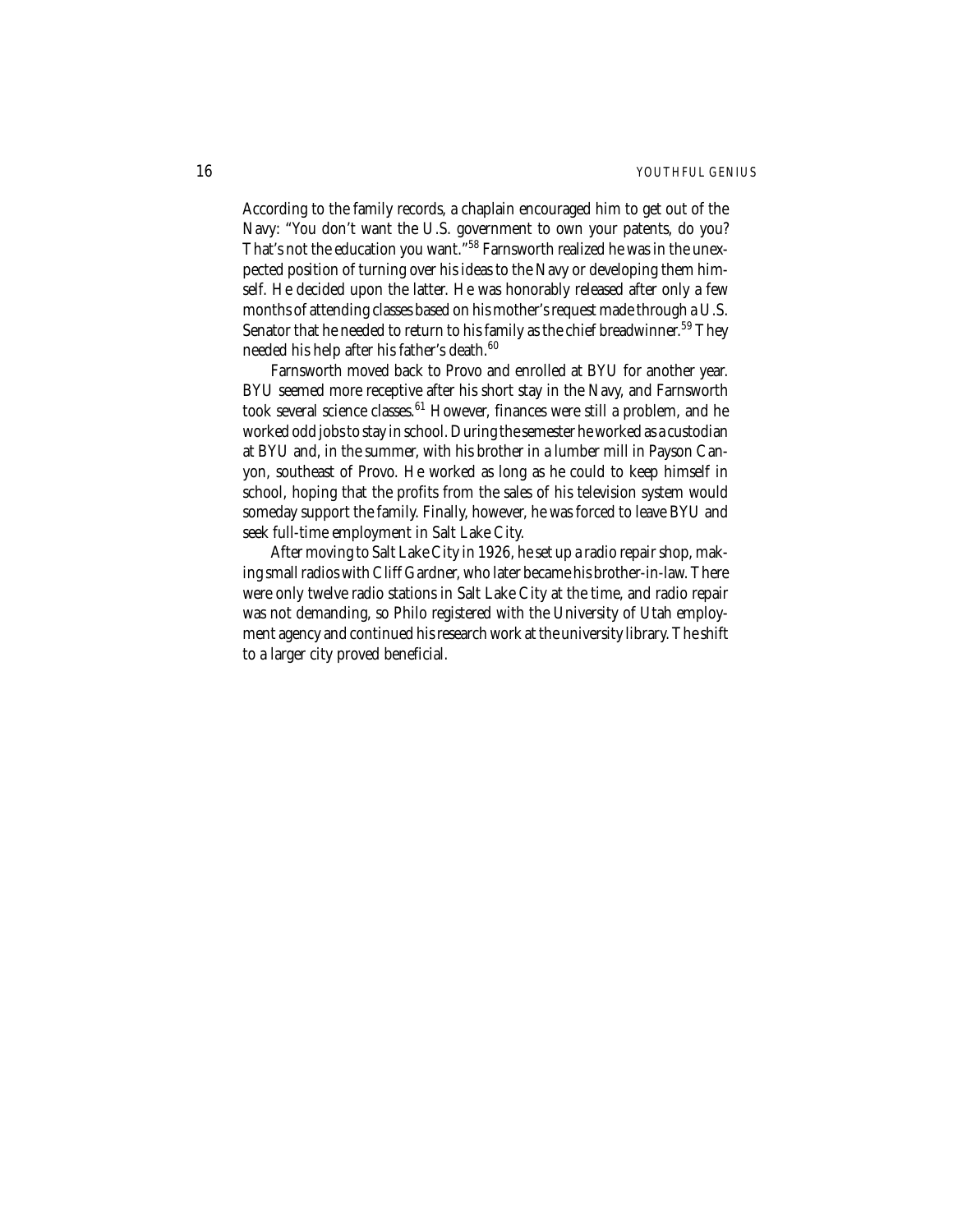According to the family records, a chaplain encouraged him to get out of the Navy: "You don't want the U.S. government to own your patents, do you? That's not the education you want."[58] Farnsworth realized he was in the unexpected position of turning over his ideas to the Navy or developing them himself. He decided upon the latter. He was honorably released after only a few months of attending classes based on his mother's request made through a U.S. Senator that he needed to return to his family as the chief breadwinner.[59] They needed his help after his father's death.[60]

Farnsworth moved back to Provo and enrolled at BYU for another year. BYU seemed more receptive after his short stay in the Navy, and Farnsworth took several science classes.[61] However, finances were still a problem, and he worked odd jobs to stay in school. During the semester he worked as a custodian at BYU and, in the summer, with his brother in a lumber mill in Payson Canyon, southeast of Provo. He worked as long as he could to keep himself in school, hoping that the profits from the sales of his television system would someday support the family. Finally, however, he was forced to leave BYU and seek full-time employment in Salt Lake City.

After moving to Salt Lake City in 1926, he set up a radio repair shop, making small radios with Cliff Gardner, who later became his brother-in-law. There were only twelve radio stations in Salt Lake City at the time, and radio repair was not demanding, so Philo registered with the University of Utah employment agency and continued his research work at the university library. The shift to a larger city proved beneficial.